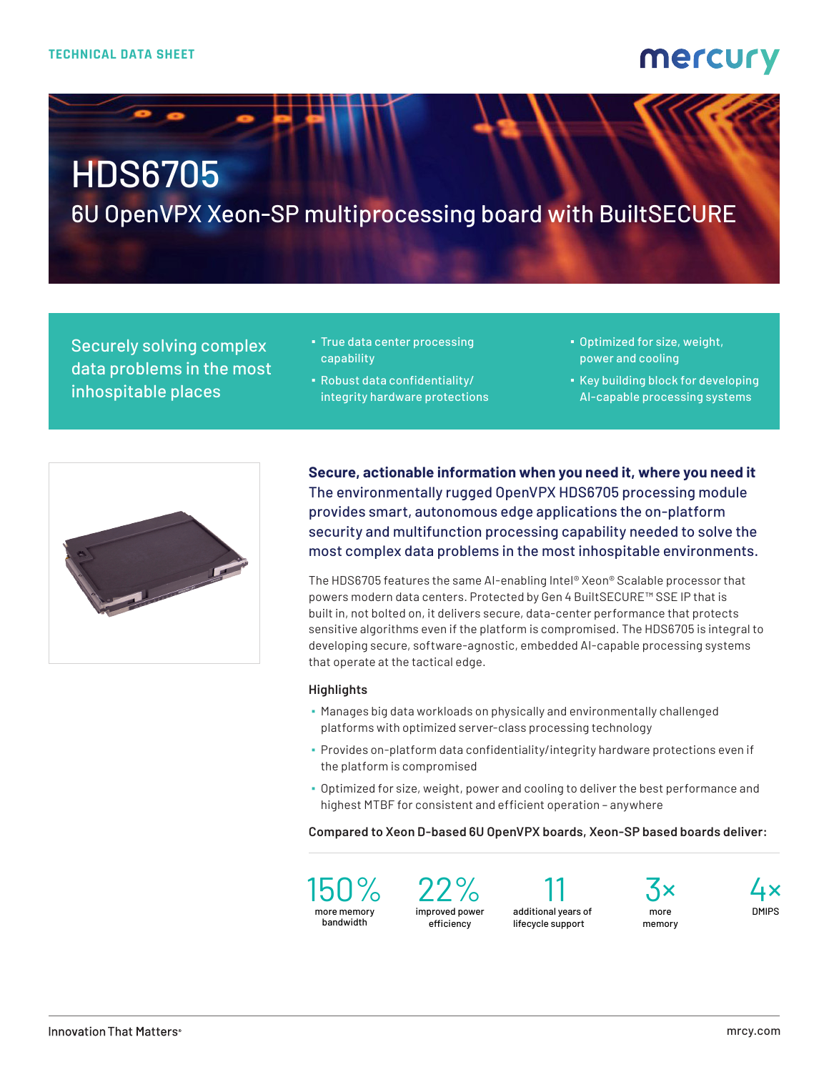TECHNICAL DATA SHEET

mercury

# HDS6705

## 6U OpenVPX Xeon-SP multiprocessing board with BuiltSECURE

Securely solving complex data problems in the most inhospitable places

- True data center processing capability
- Robust data confidentiality/integrity hardware protections
- Optimized for size, weight, power and cooling
- Key building block for developing AI-capable processing systems

**Secure, actionable information when you need it, where you need it**

The environmentally rugged OpenVPX HDS6705 processing module provides smart, autonomous edge applications the on-platform security and multifunction processing capability needed to solve the most complex data problems in the most inhospitable environments.

The HDS6705 features the same AI-enabling Intel® Xeon® Scalable processor that powers modern data centers. Protected by Gen 4 BuiltSECURE™ SSE IP that is built in, not bolted on, it delivers secure, data-center performance that protects sensitive algorithms even if the platform is compromised. The HDS6705 is integral to developing secure, software-agnostic, embedded AI-capable processing systems that operate at the tactical edge.

### Highlights

- Manages big data workloads on physically and environmentally challenged platforms with optimized server-class processing technology
- Provides on-platform data confidentiality/integrity hardware protections even if the platform is compromised
- Optimized for size, weight, power and cooling to deliver the best performance and highest MTBF for consistent and efficient operation – anywhere

**Compared to Xeon D-based 6U OpenVPX boards, Xeon-SP based boards deliver:**

| 150% | 22% | 11 | 3× | 4× |
| --- | --- | --- | --- | --- |
| more memory bandwidth | improved power efficiency | additional years of lifecycle support | more memory | DMIPS |

Innovation That Matters®

mrcy.com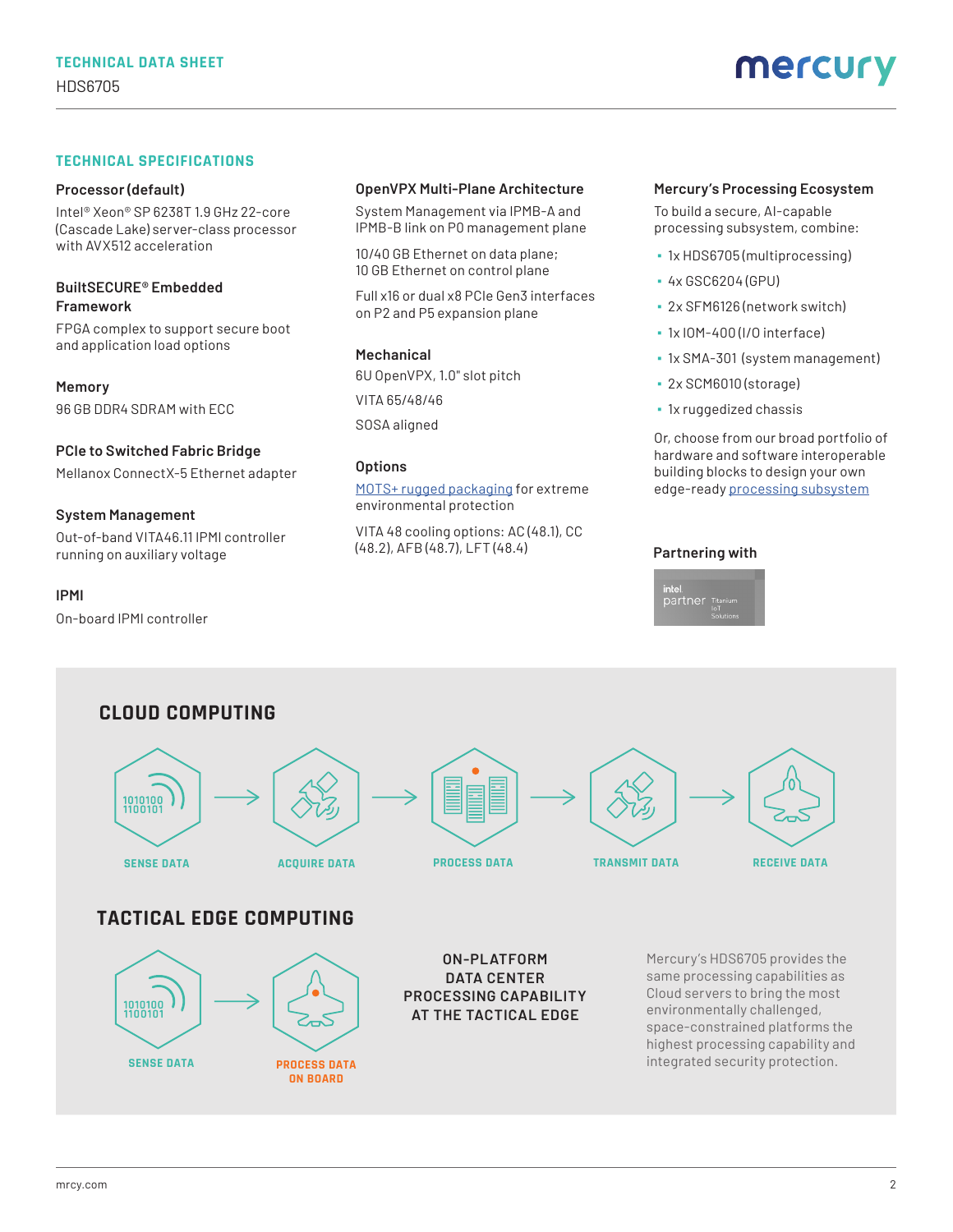## TECHNICAL SPECIFICATIONS

### Processor (default)

Intel® Xeon® SP 6238T 1.9 GHz 22-core (Cascade Lake) server-class processor with AVX512 acceleration

### BuiltSECURE® Embedded Framework

FPGA complex to support secure boot and application load options

### Memory

96 GB DDR4 SDRAM with ECC

### PCIe to Switched Fabric Bridge

Mellanox ConnectX-5 Ethernet adapter

### System Management

Out-of-band VITA46.11 IPMI controller running on auxiliary voltage

### IPMI

On-board IPMI controller

### OpenVPX Multi-Plane Architecture

System Management via IPMB-A and IPMB-B link on P0 management plane

10/40 GB Ethernet on data plane; 10 GB Ethernet on control plane

Full x16 or dual x8 PCIe Gen3 interfaces on P2 and P5 expansion plane

### Mechanical

6U OpenVPX, 1.0" slot pitch

VITA 65/48/46

SOSA aligned

### Options

MOTS+ rugged packaging for extreme environmental protection

VITA 48 cooling options: AC (48.1), CC (48.2), AFB (48.7), LFT (48.4)

### Mercury's Processing Ecosystem

To build a secure, AI-capable processing subsystem, combine:

- 1x HDS6705 (multiprocessing)
- 4x GSC6204 (GPU)
- 2x SFM6126 (network switch)
- 1x IOM-400 (I/O interface)
- 1x SMA-301 (system management)
- 2x SCM6010 (storage)
- 1x ruggedized chassis

Or, choose from our broad portfolio of hardware and software interoperable building blocks to design your own edge-ready processing subsystem

### Partnering with

intel. partner Titanium IoT Solutions

## CLOUD COMPUTING

SENSE DATA → ACQUIRE DATA → PROCESS DATA → TRANSMIT DATA → RECEIVE DATA

## TACTICAL EDGE COMPUTING

SENSE DATA → PROCESS DATA ON BOARD

**ON-PLATFORM DATA CENTER PROCESSING CAPABILITY AT THE TACTICAL EDGE**

Mercury's HDS6705 provides the same processing capabilities as Cloud servers to bring the most environmentally challenged, space-constrained platforms the highest processing capability and integrated security protection.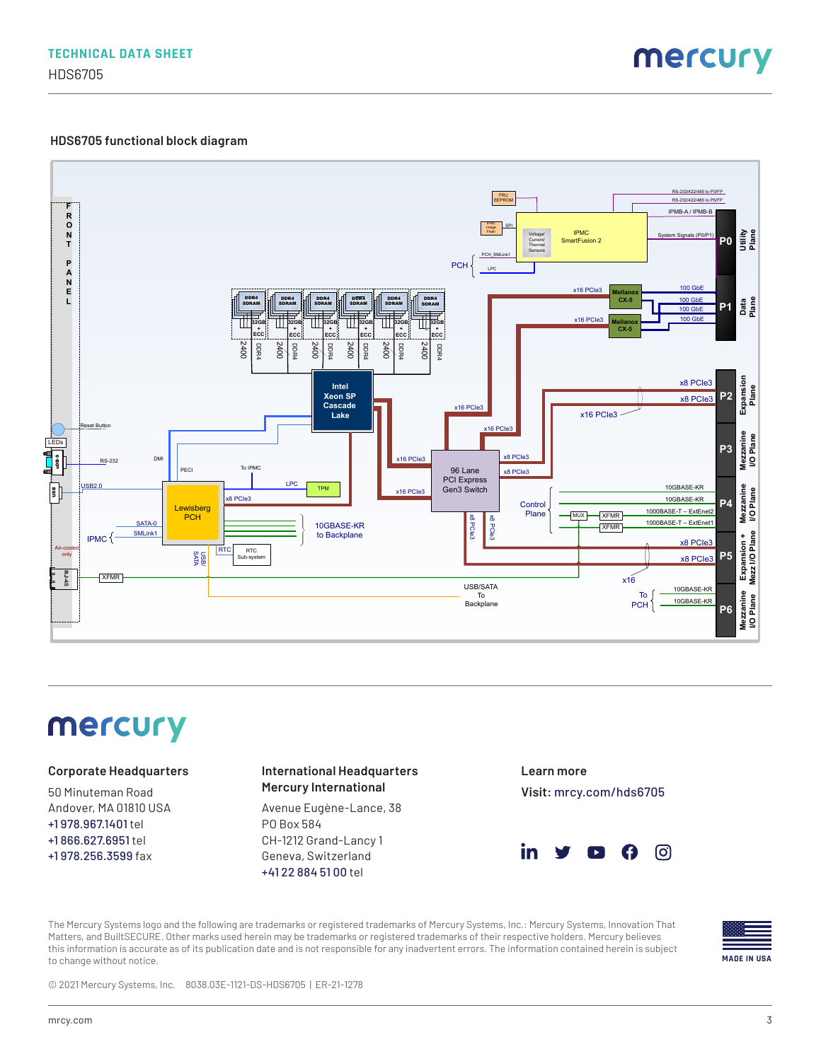## HDS6705 functional block diagram

FRONT PANEL

Reset Button

LEDs

RS-232

USB2.0

IPMC

Air-cooled only

RJ-45

XFMR

DMI

PECI

To IPMC

LPC

TPM

Lewisberg PCH

x8 PCIe3

SATA-0

SMLink1

USB/SATA

RTC

RTC Sub-system

10GBASE-KR to Backplane

DDR4 SDRAM

32GB + ECC

2400 DDR4

Intel Xeon SP Cascade Lake

x16 PCIe3

96 Lane PCI Express Gen3 Switch

x8 PCIe3

Control Plane

MUX

XFMR

USB/SATA To Backplane

x16

To PCH

FRU EEPROM

IPMC Image Flash

SPI

PCH

PCH_SMLink1

LPC

Voltage/ Current/ Thermal Sensors

IPMC SmartFusion 2

RS-232/422/485 to P3/FP

RS-232/422/485 to P5/FP

IPMB-A / IPMB-B

System Signals (P0/P1)

Mellanox CX-5

100 GbE

10GBASE-KR

1000BASE-T – ExtEnet2

1000BASE-T – ExtEnet1

P0 Utility Plane

P1 Data Plane

P2 Expansion Plane

P3 Mezzanine I/O Plane

P4 Mezzanine I/O Plane

P5 Expansion + Mezz I/O Plane

P6 Mezzanine I/O Plane

### Corporate Headquarters

50 Minuteman Road
Andover, MA 01810 USA
+1 978.967.1401 tel
+1 866.627.6951 tel
+1 978.256.3599 fax

### International Headquarters
### Mercury International

Avenue Eugène-Lance, 38
PO Box 584
CH-1212 Grand-Lancy 1
Geneva, Switzerland
+41 22 884 51 00 tel

### Learn more

Visit: mrcy.com/hds6705

The Mercury Systems logo and the following are trademarks or registered trademarks of Mercury Systems, Inc.: Mercury Systems, Innovation That Matters, and BuiltSECURE. Other marks used herein may be trademarks or registered trademarks of their respective holders. Mercury believes this information is accurate as of its publication date and is not responsible for any inadvertent errors. The information contained herein is subject to change without notice.

MADE IN USA

© 2021 Mercury Systems, Inc. 8038.03E-1121-DS-HDS6705 | ER-21-1278